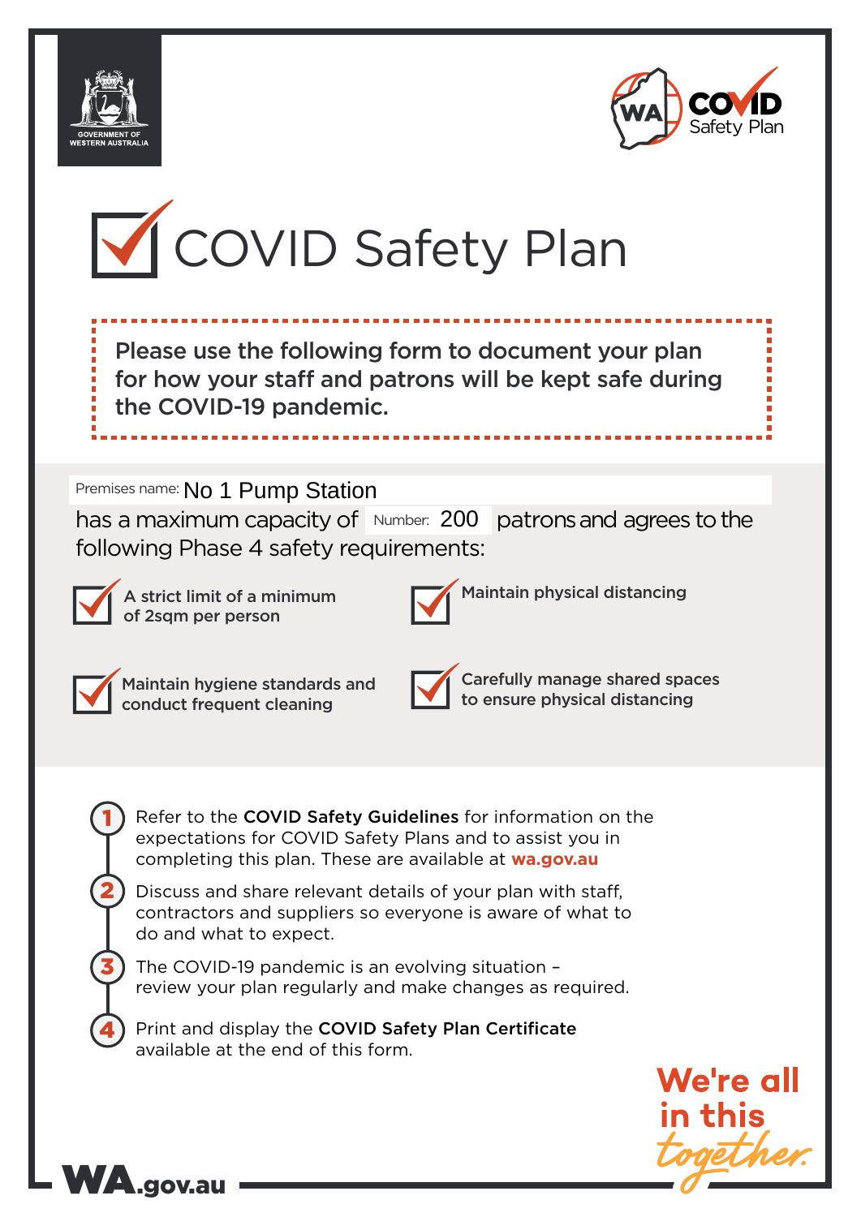GOVERNMENT OF WESTERN AUSTRALIA

WA COVID Safety Plan

# COVID Safety Plan

**Please use the following form to document your plan for how your staff and patrons will be kept safe during the COVID-19 pandemic.**

Premises name: No 1 Pump Station

has a maximum capacity of Number: 200 patrons and agrees to the following Phase 4 safety requirements:

- ☑ **A strict limit of a minimum of 2sqm per person**
- ☑ **Maintain physical distancing**
- ☑ **Maintain hygiene standards and conduct frequent cleaning**
- ☑ **Carefully manage shared spaces to ensure physical distancing**

1. Refer to the **COVID Safety Guidelines** for information on the expectations for COVID Safety Plans and to assist you in completing this plan. These are available at **wa.gov.au**
2. Discuss and share relevant details of your plan with staff, contractors and suppliers so everyone is aware of what to do and what to expect.
3. The COVID-19 pandemic is an evolving situation – review your plan regularly and make changes as required.
4. Print and display the **COVID Safety Plan Certificate** available at the end of this form.

We're all in this together.

WA.gov.au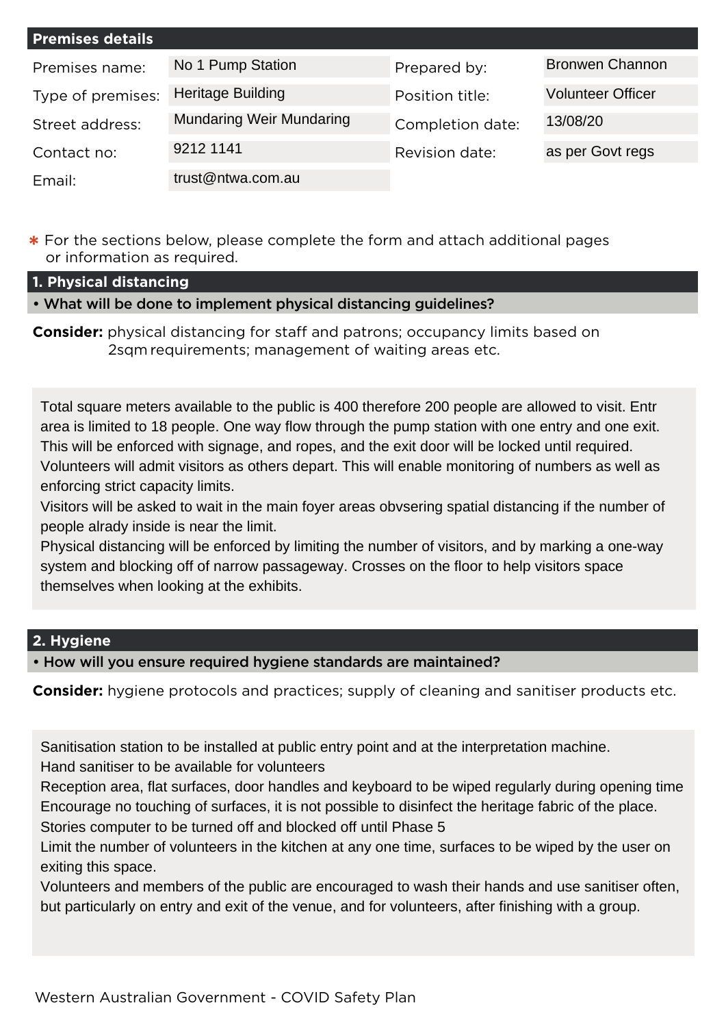## Premises details

| | | | |
|---|---|---|---|
| Premises name: | No 1 Pump Station | Prepared by: | Bronwen Channon |
| Type of premises: | Heritage Building | Position title: | Volunteer Officer |
| Street address: | Mundaring Weir Mundaring | Completion date: | 13/08/20 |
| Contact no: | 9212 1141 | Revision date: | as per Govt regs |
| Email: | trust@ntwa.com.au | | |

* For the sections below, please complete the form and attach additional pages or information as required.

## 1. Physical distancing

**• What will be done to implement physical distancing guidelines?**

**Consider:** physical distancing for staff and patrons; occupancy limits based on 2sqm requirements; management of waiting areas etc.

Total square meters available to the public is 400 therefore 200 people are allowed to visit. Entr area is limited to 18 people. One way flow through the pump station with one entry and one exit. This will be enforced with signage, and ropes, and the exit door will be locked until required. Volunteers will admit visitors as others depart. This will enable monitoring of numbers as well as enforcing strict capacity limits.

Visitors will be asked to wait in the main foyer areas obvsering spatial distancing if the number of people alrady inside is near the limit.

Physical distancing will be enforced by limiting the number of visitors, and by marking a one-way system and blocking off of narrow passageway. Crosses on the floor to help visitors space themselves when looking at the exhibits.

## 2. Hygiene

**• How will you ensure required hygiene standards are maintained?**

**Consider:** hygiene protocols and practices; supply of cleaning and sanitiser products etc.

Sanitisation station to be installed at public entry point and at the interpretation machine.

Hand sanitiser to be available for volunteers

Reception area, flat surfaces, door handles and keyboard to be wiped regularly during opening time

Encourage no touching of surfaces, it is not possible to disinfect the heritage fabric of the place.

Stories computer to be turned off and blocked off until Phase 5

Limit the number of volunteers in the kitchen at any one time, surfaces to be wiped by the user on exiting this space.

Volunteers and members of the public are encouraged to wash their hands and use sanitiser often, but particularly on entry and exit of the venue, and for volunteers, after finishing with a group.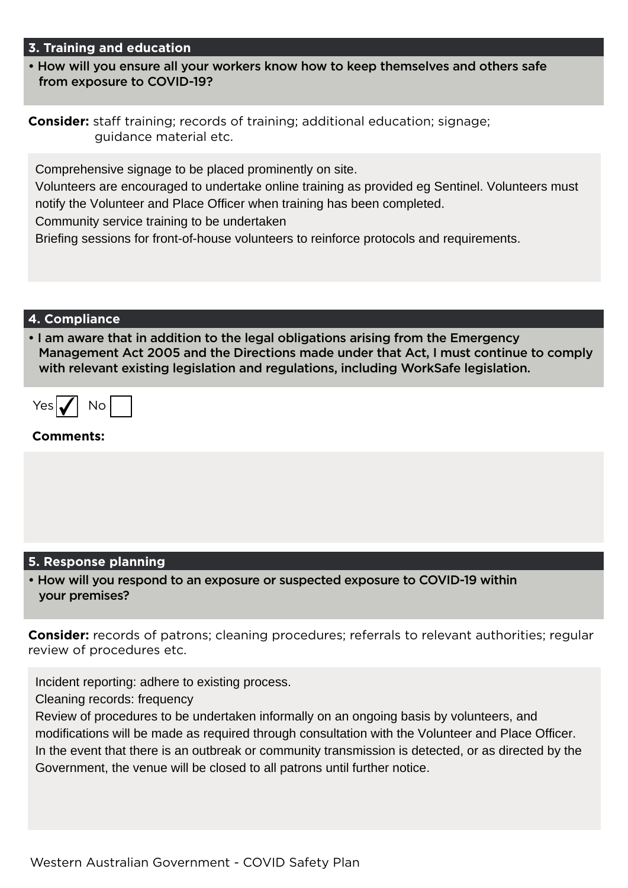## 3. Training and education

• How will you ensure all your workers know how to keep themselves and others safe from exposure to COVID-19?

**Consider:** staff training; records of training; additional education; signage; guidance material etc.

Comprehensive signage to be placed prominently on site.
Volunteers are encouraged to undertake online training as provided eg Sentinel. Volunteers must notify the Volunteer and Place Officer when training has been completed.
Community service training to be undertaken
Briefing sessions for front-of-house volunteers to reinforce protocols and requirements.

## 4. Compliance

• I am aware that in addition to the legal obligations arising from the Emergency Management Act 2005 and the Directions made under that Act, I must continue to comply with relevant existing legislation and regulations, including WorkSafe legislation.

Yes ☑ No ☐

**Comments:**

## 5. Response planning

• How will you respond to an exposure or suspected exposure to COVID-19 within your premises?

**Consider:** records of patrons; cleaning procedures; referrals to relevant authorities; regular review of procedures etc.

Incident reporting: adhere to existing process.
Cleaning records: frequency
Review of procedures to be undertaken informally on an ongoing basis by volunteers, and modifications will be made as required through consultation with the Volunteer and Place Officer.
In the event that there is an outbreak or community transmission is detected, or as directed by the Government, the venue will be closed to all patrons until further notice.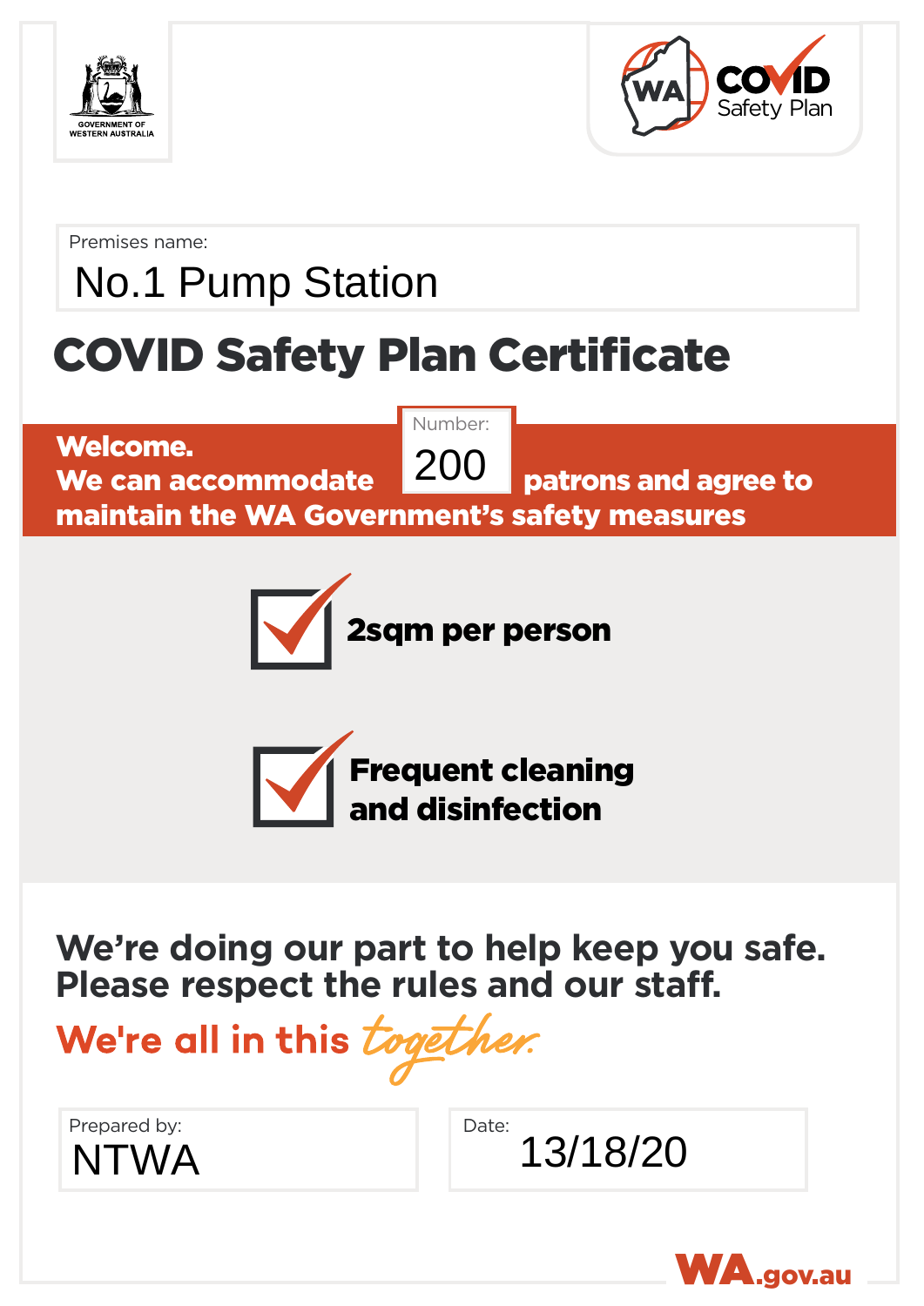GOVERNMENT OF WESTERN AUSTRALIA

WA COVID Safety Plan

Premises name:

No.1 Pump Station

# COVID Safety Plan Certificate

**Welcome.**
**We can accommodate** Number: 200 **patrons and agree to maintain the WA Government's safety measures**

- **2sqm per person**
- **Frequent cleaning and disinfection**

**We're doing our part to help keep you safe. Please respect the rules and our staff.**

**We're all in this *together.***

Prepared by: NTWA

Date: 13/18/20

WA.gov.au